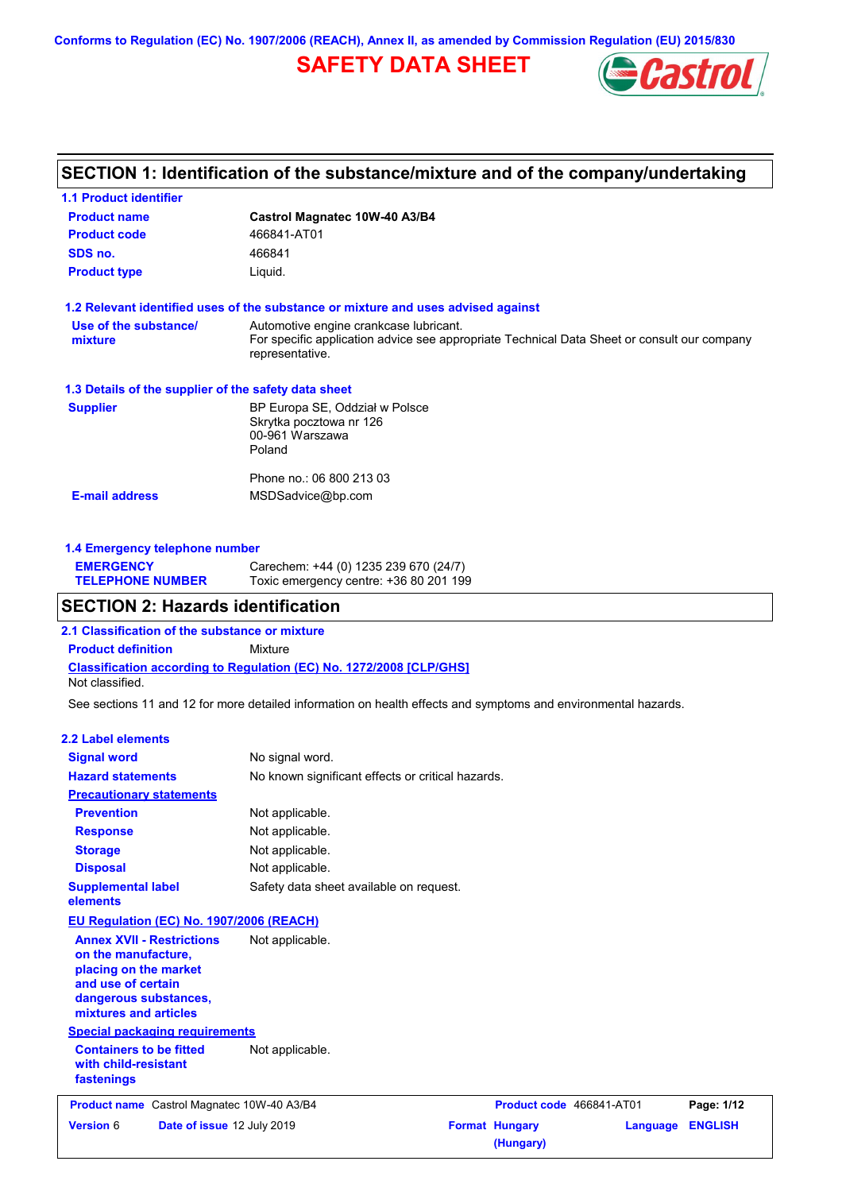Conforms to Regulation (EC) No. 1907/2006 (REACH), Annex II, as amended by Commission Regulation (EU) 2015/830

# SAFETY DATA SHEET

## SECTION 1: Identification of the substance/mixture and of the company/undertaking

### 1.1 Product identifier

| | |
|---|---|
| **Product name** | **Castrol Magnatec 10W-40 A3/B4** |
| **Product code** | 466841-AT01 |
| **SDS no.** | 466841 |
| **Product type** | Liquid. |

### 1.2 Relevant identified uses of the substance or mixture and uses advised against

**Use of the substance/ mixture**: Automotive engine crankcase lubricant.
For specific application advice see appropriate Technical Data Sheet or consult our company representative.

### 1.3 Details of the supplier of the safety data sheet

**Supplier**: BP Europa SE, Oddział w Polsce
Skrytka pocztowa nr 126
00-961 Warszawa
Poland

Phone no.: 06 800 213 03

**E-mail address**: MSDSadvice@bp.com

### 1.4 Emergency telephone number

**EMERGENCY TELEPHONE NUMBER**: Carechem: +44 (0) 1235 239 670 (24/7)
Toxic emergency centre: +36 80 201 199

## SECTION 2: Hazards identification

### 2.1 Classification of the substance or mixture

**Product definition**: Mixture

**Classification according to Regulation (EC) No. 1272/2008 [CLP/GHS]**
Not classified.

See sections 11 and 12 for more detailed information on health effects and symptoms and environmental hazards.

### 2.2 Label elements

| | |
|---|---|
| **Signal word** | No signal word. |
| **Hazard statements** | No known significant effects or critical hazards. |

**Precautionary statements**

| | |
|---|---|
| **Prevention** | Not applicable. |
| **Response** | Not applicable. |
| **Storage** | Not applicable. |
| **Disposal** | Not applicable. |
| **Supplemental label elements** | Safety data sheet available on request. |

**EU Regulation (EC) No. 1907/2006 (REACH)**

**Annex XVII - Restrictions on the manufacture, placing on the market and use of certain dangerous substances, mixtures and articles**: Not applicable.

**Special packaging requirements**

**Containers to be fitted with child-resistant fastenings**: Not applicable.

| Product name | Castrol Magnatec 10W-40 A3/B4 | Product code | 466841-AT01 | |
|---|---|---|---|---|
| Version 6 | Date of issue 12 July 2019 | Format Hungary (Hungary) | Language ENGLISH | |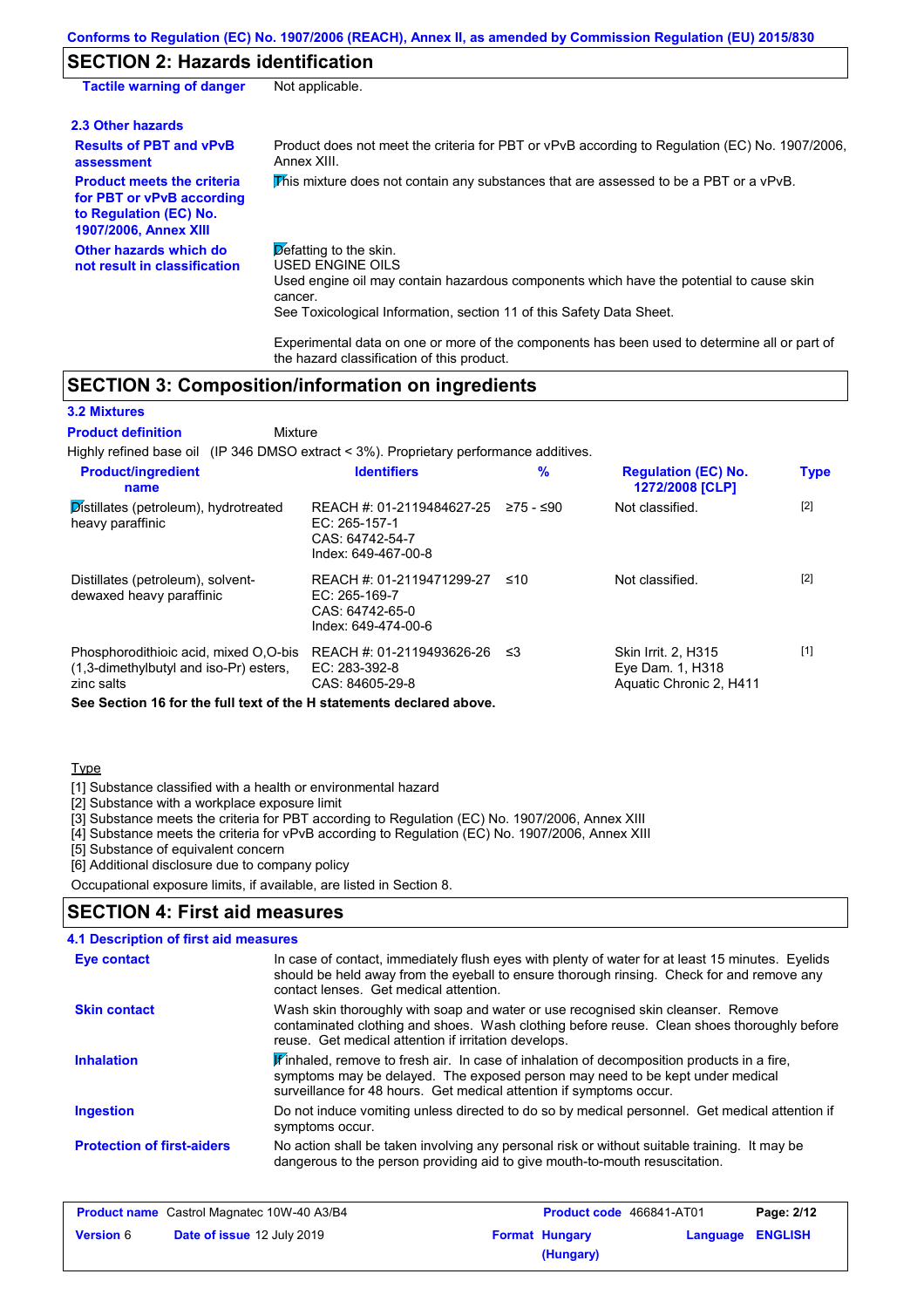## SECTION 2: Hazards identification

| | |
|---|---|
| **Tactile warning of danger** | Not applicable. |

### 2.3 Other hazards

| | |
|---|---|
| **Results of PBT and vPvB assessment** | Product does not meet the criteria for PBT or vPvB according to Regulation (EC) No. 1907/2006, Annex XIII. |
| **Product meets the criteria for PBT or vPvB according to Regulation (EC) No. 1907/2006, Annex XIII** | This mixture does not contain any substances that are assessed to be a PBT or a vPvB. |
| **Other hazards which do not result in classification** | Defatting to the skin.<br>USED ENGINE OILS<br>Used engine oil may contain hazardous components which have the potential to cause skin cancer.<br>See Toxicological Information, section 11 of this Safety Data Sheet.<br><br>Experimental data on one or more of the components has been used to determine all or part of the hazard classification of this product. |

## SECTION 3: Composition/information on ingredients

### 3.2 Mixtures

**Product definition** Mixture

Highly refined base oil (IP 346 DMSO extract < 3%). Proprietary performance additives.

| Product/ingredient name | Identifiers | % | Regulation (EC) No. 1272/2008 [CLP] | Type |
|---|---|---|---|---|
| Distillates (petroleum), hydrotreated heavy paraffinic | REACH #: 01-2119484627-25<br>EC: 265-157-1<br>CAS: 64742-54-7<br>Index: 649-467-00-8 | ≥75 - ≤90 | Not classified. | [2] |
| Distillates (petroleum), solvent-dewaxed heavy paraffinic | REACH #: 01-2119471299-27<br>EC: 265-169-7<br>CAS: 64742-65-0<br>Index: 649-474-00-6 | ≤10 | Not classified. | [2] |
| Phosphorodithioic acid, mixed O,O-bis (1,3-dimethylbutyl and iso-Pr) esters, zinc salts | REACH #: 01-2119493626-26<br>EC: 283-392-8<br>CAS: 84605-29-8 | ≤3 | Skin Irrit. 2, H315<br>Eye Dam. 1, H318<br>Aquatic Chronic 2, H411 | [1] |

**See Section 16 for the full text of the H statements declared above.**

Type

[1] Substance classified with a health or environmental hazard
[2] Substance with a workplace exposure limit
[3] Substance meets the criteria for PBT according to Regulation (EC) No. 1907/2006, Annex XIII
[4] Substance meets the criteria for vPvB according to Regulation (EC) No. 1907/2006, Annex XIII
[5] Substance of equivalent concern
[6] Additional disclosure due to company policy

Occupational exposure limits, if available, are listed in Section 8.

## SECTION 4: First aid measures

### 4.1 Description of first aid measures

| | |
|---|---|
| **Eye contact** | In case of contact, immediately flush eyes with plenty of water for at least 15 minutes. Eyelids should be held away from the eyeball to ensure thorough rinsing. Check for and remove any contact lenses. Get medical attention. |
| **Skin contact** | Wash skin thoroughly with soap and water or use recognised skin cleanser. Remove contaminated clothing and shoes. Wash clothing before reuse. Clean shoes thoroughly before reuse. Get medical attention if irritation develops. |
| **Inhalation** | If inhaled, remove to fresh air. In case of inhalation of decomposition products in a fire, symptoms may be delayed. The exposed person may need to be kept under medical surveillance for 48 hours. Get medical attention if symptoms occur. |
| **Ingestion** | Do not induce vomiting unless directed to do so by medical personnel. Get medical attention if symptoms occur. |
| **Protection of first-aiders** | No action shall be taken involving any personal risk or without suitable training. It may be dangerous to the person providing aid to give mouth-to-mouth resuscitation. |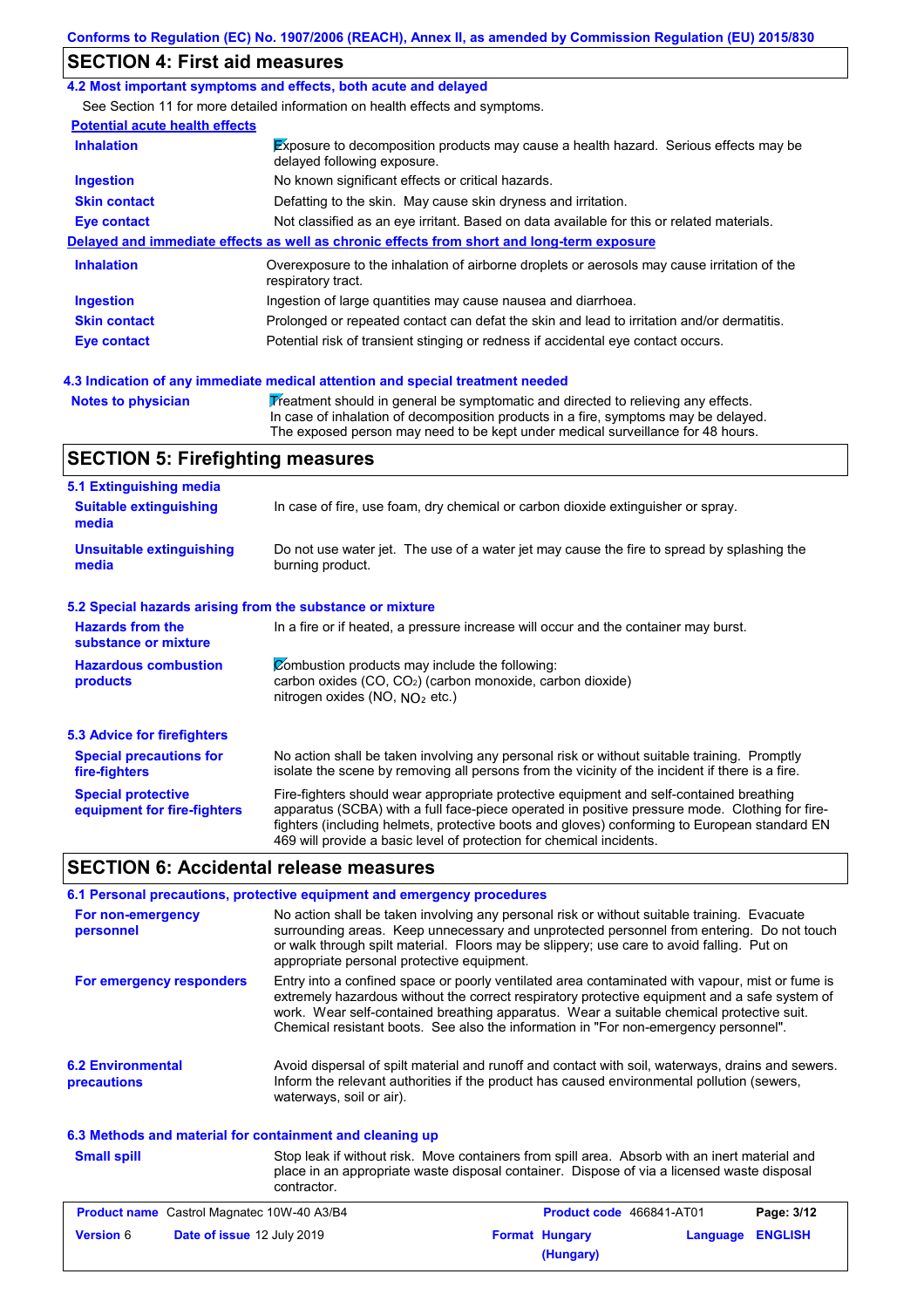## SECTION 4: First aid measures

### 4.2 Most important symptoms and effects, both acute and delayed

See Section 11 for more detailed information on health effects and symptoms.

**Potential acute health effects**

| | |
|---|---|
| **Inhalation** | Exposure to decomposition products may cause a health hazard. Serious effects may be delayed following exposure. |
| **Ingestion** | No known significant effects or critical hazards. |
| **Skin contact** | Defatting to the skin. May cause skin dryness and irritation. |
| **Eye contact** | Not classified as an eye irritant. Based on data available for this or related materials. |

**Delayed and immediate effects as well as chronic effects from short and long-term exposure**

| | |
|---|---|
| **Inhalation** | Overexposure to the inhalation of airborne droplets or aerosols may cause irritation of the respiratory tract. |
| **Ingestion** | Ingestion of large quantities may cause nausea and diarrhoea. |
| **Skin contact** | Prolonged or repeated contact can defat the skin and lead to irritation and/or dermatitis. |
| **Eye contact** | Potential risk of transient stinging or redness if accidental eye contact occurs. |

### 4.3 Indication of any immediate medical attention and special treatment needed

| | |
|---|---|
| **Notes to physician** | Treatment should in general be symptomatic and directed to relieving any effects. In case of inhalation of decomposition products in a fire, symptoms may be delayed. The exposed person may need to be kept under medical surveillance for 48 hours. |

## SECTION 5: Firefighting measures

### 5.1 Extinguishing media

| | |
|---|---|
| **Suitable extinguishing media** | In case of fire, use foam, dry chemical or carbon dioxide extinguisher or spray. |
| **Unsuitable extinguishing media** | Do not use water jet. The use of a water jet may cause the fire to spread by splashing the burning product. |

### 5.2 Special hazards arising from the substance or mixture

| | |
|---|---|
| **Hazards from the substance or mixture** | In a fire or if heated, a pressure increase will occur and the container may burst. |
| **Hazardous combustion products** | Combustion products may include the following:<br>carbon oxides (CO, $CO_2$) (carbon monoxide, carbon dioxide)<br>nitrogen oxides (NO, $NO_2$ etc.) |

### 5.3 Advice for firefighters

| | |
|---|---|
| **Special precautions for fire-fighters** | No action shall be taken involving any personal risk or without suitable training. Promptly isolate the scene by removing all persons from the vicinity of the incident if there is a fire. |
| **Special protective equipment for fire-fighters** | Fire-fighters should wear appropriate protective equipment and self-contained breathing apparatus (SCBA) with a full face-piece operated in positive pressure mode. Clothing for fire-fighters (including helmets, protective boots and gloves) conforming to European standard EN 469 will provide a basic level of protection for chemical incidents. |

## SECTION 6: Accidental release measures

### 6.1 Personal precautions, protective equipment and emergency procedures

| | |
|---|---|
| **For non-emergency personnel** | No action shall be taken involving any personal risk or without suitable training. Evacuate surrounding areas. Keep unnecessary and unprotected personnel from entering. Do not touch or walk through spilt material. Floors may be slippery; use care to avoid falling. Put on appropriate personal protective equipment. |
| **For emergency responders** | Entry into a confined space or poorly ventilated area contaminated with vapour, mist or fume is extremely hazardous without the correct respiratory protective equipment and a safe system of work. Wear self-contained breathing apparatus. Wear a suitable chemical protective suit. Chemical resistant boots. See also the information in "For non-emergency personnel". |

| | |
|---|---|
| **6.2 Environmental precautions** | Avoid dispersal of spilt material and runoff and contact with soil, waterways, drains and sewers. Inform the relevant authorities if the product has caused environmental pollution (sewers, waterways, soil or air). |

### 6.3 Methods and material for containment and cleaning up

| | |
|---|---|
| **Small spill** | Stop leak if without risk. Move containers from spill area. Absorb with an inert material and place in an appropriate waste disposal container. Dispose of via a licensed waste disposal contractor. |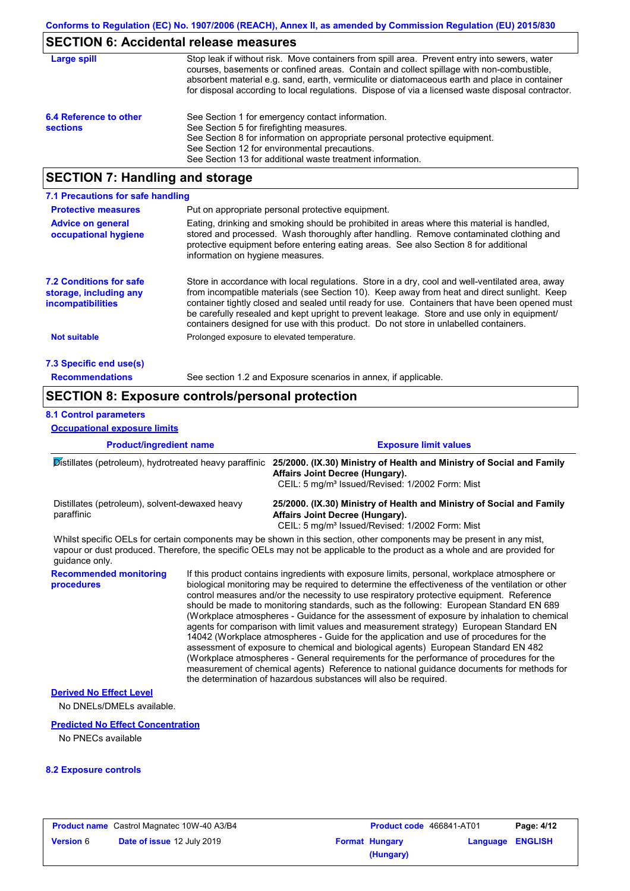## SECTION 6: Accidental release measures

**Large spill**

Stop leak if without risk. Move containers from spill area. Prevent entry into sewers, water courses, basements or confined areas. Contain and collect spillage with non-combustible, absorbent material e.g. sand, earth, vermiculite or diatomaceous earth and place in container for disposal according to local regulations. Dispose of via a licensed waste disposal contractor.

**6.4 Reference to other sections**

See Section 1 for emergency contact information.
See Section 5 for firefighting measures.
See Section 8 for information on appropriate personal protective equipment.
See Section 12 for environmental precautions.
See Section 13 for additional waste treatment information.

## SECTION 7: Handling and storage

### 7.1 Precautions for safe handling

**Protective measures**

Put on appropriate personal protective equipment.

**Advice on general occupational hygiene**

Eating, drinking and smoking should be prohibited in areas where this material is handled, stored and processed. Wash thoroughly after handling. Remove contaminated clothing and protective equipment before entering eating areas. See also Section 8 for additional information on hygiene measures.

**7.2 Conditions for safe storage, including any incompatibilities**

Store in accordance with local regulations. Store in a dry, cool and well-ventilated area, away from incompatible materials (see Section 10). Keep away from heat and direct sunlight. Keep container tightly closed and sealed until ready for use. Containers that have been opened must be carefully resealed and kept upright to prevent leakage. Store and use only in equipment/containers designed for use with this product. Do not store in unlabelled containers.

**Not suitable**

Prolonged exposure to elevated temperature.

### 7.3 Specific end use(s)

**Recommendations**

See section 1.2 and Exposure scenarios in annex, if applicable.

## SECTION 8: Exposure controls/personal protection

### 8.1 Control parameters

**Occupational exposure limits**

| Product/ingredient name | Exposure limit values |
|---|---|
| Distillates (petroleum), hydrotreated heavy paraffinic | **25/2000. (IX.30) Ministry of Health and Ministry of Social and Family Affairs Joint Decree (Hungary).** CEIL: 5 mg/m³ Issued/Revised: 1/2002 Form: Mist |
| Distillates (petroleum), solvent-dewaxed heavy paraffinic | **25/2000. (IX.30) Ministry of Health and Ministry of Social and Family Affairs Joint Decree (Hungary).** CEIL: 5 mg/m³ Issued/Revised: 1/2002 Form: Mist |

Whilst specific OELs for certain components may be shown in this section, other components may be present in any mist, vapour or dust produced. Therefore, the specific OELs may not be applicable to the product as a whole and are provided for guidance only.

**Recommended monitoring procedures**

If this product contains ingredients with exposure limits, personal, workplace atmosphere or biological monitoring may be required to determine the effectiveness of the ventilation or other control measures and/or the necessity to use respiratory protective equipment. Reference should be made to monitoring standards, such as the following: European Standard EN 689 (Workplace atmospheres - Guidance for the assessment of exposure by inhalation to chemical agents for comparison with limit values and measurement strategy) European Standard EN 14042 (Workplace atmospheres - Guide for the application and use of procedures for the assessment of exposure to chemical and biological agents) European Standard EN 482 (Workplace atmospheres - General requirements for the performance of procedures for the measurement of chemical agents) Reference to national guidance documents for methods for the determination of hazardous substances will also be required.

**Derived No Effect Level**

No DNELs/DMELs available.

**Predicted No Effect Concentration**

No PNECs available

### 8.2 Exposure controls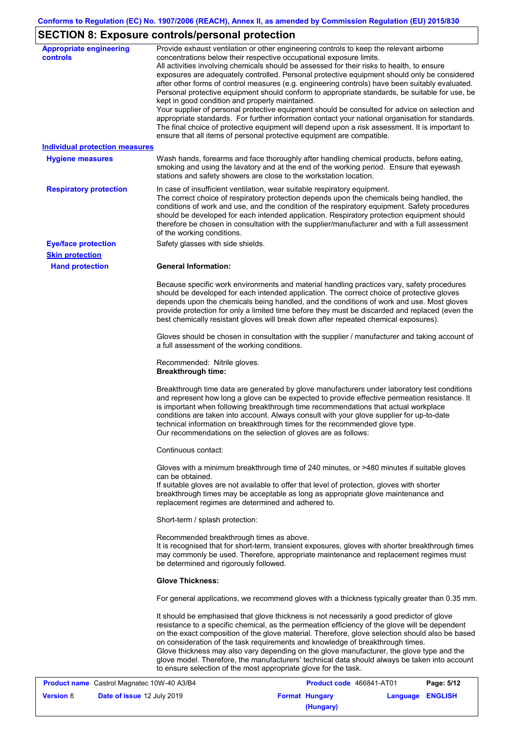## SECTION 8: Exposure controls/personal protection

**Appropriate engineering controls**

Provide exhaust ventilation or other engineering controls to keep the relevant airborne concentrations below their respective occupational exposure limits.
All activities involving chemicals should be assessed for their risks to health, to ensure exposures are adequately controlled. Personal protective equipment should only be considered after other forms of control measures (e.g. engineering controls) have been suitably evaluated. Personal protective equipment should conform to appropriate standards, be suitable for use, be kept in good condition and properly maintained.
Your supplier of personal protective equipment should be consulted for advice on selection and appropriate standards. For further information contact your national organisation for standards. The final choice of protective equipment will depend upon a risk assessment. It is important to ensure that all items of personal protective equipment are compatible.

**Individual protection measures**

**Hygiene measures**

Wash hands, forearms and face thoroughly after handling chemical products, before eating, smoking and using the lavatory and at the end of the working period. Ensure that eyewash stations and safety showers are close to the workstation location.

**Respiratory protection**

In case of insufficient ventilation, wear suitable respiratory equipment.
The correct choice of respiratory protection depends upon the chemicals being handled, the conditions of work and use, and the condition of the respiratory equipment. Safety procedures should be developed for each intended application. Respiratory protection equipment should therefore be chosen in consultation with the supplier/manufacturer and with a full assessment of the working conditions.

**Eye/face protection**

Safety glasses with side shields.

**Skin protection**

**Hand protection**

**General Information:**

Because specific work environments and material handling practices vary, safety procedures should be developed for each intended application. The correct choice of protective gloves depends upon the chemicals being handled, and the conditions of work and use. Most gloves provide protection for only a limited time before they must be discarded and replaced (even the best chemically resistant gloves will break down after repeated chemical exposures).

Gloves should be chosen in consultation with the supplier / manufacturer and taking account of a full assessment of the working conditions.

Recommended: Nitrile gloves.
**Breakthrough time:**

Breakthrough time data are generated by glove manufacturers under laboratory test conditions and represent how long a glove can be expected to provide effective permeation resistance. It is important when following breakthrough time recommendations that actual workplace conditions are taken into account. Always consult with your glove supplier for up-to-date technical information on breakthrough times for the recommended glove type.
Our recommendations on the selection of gloves are as follows:

Continuous contact:

Gloves with a minimum breakthrough time of 240 minutes, or >480 minutes if suitable gloves can be obtained.
If suitable gloves are not available to offer that level of protection, gloves with shorter breakthrough times may be acceptable as long as appropriate glove maintenance and replacement regimes are determined and adhered to.

Short-term / splash protection:

Recommended breakthrough times as above.
It is recognised that for short-term, transient exposures, gloves with shorter breakthrough times may commonly be used. Therefore, appropriate maintenance and replacement regimes must be determined and rigorously followed.

**Glove Thickness:**

For general applications, we recommend gloves with a thickness typically greater than 0.35 mm.

It should be emphasised that glove thickness is not necessarily a good predictor of glove resistance to a specific chemical, as the permeation efficiency of the glove will be dependent on the exact composition of the glove material. Therefore, glove selection should also be based on consideration of the task requirements and knowledge of breakthrough times.
Glove thickness may also vary depending on the glove manufacturer, the glove type and the glove model. Therefore, the manufacturers' technical data should always be taken into account to ensure selection of the most appropriate glove for the task.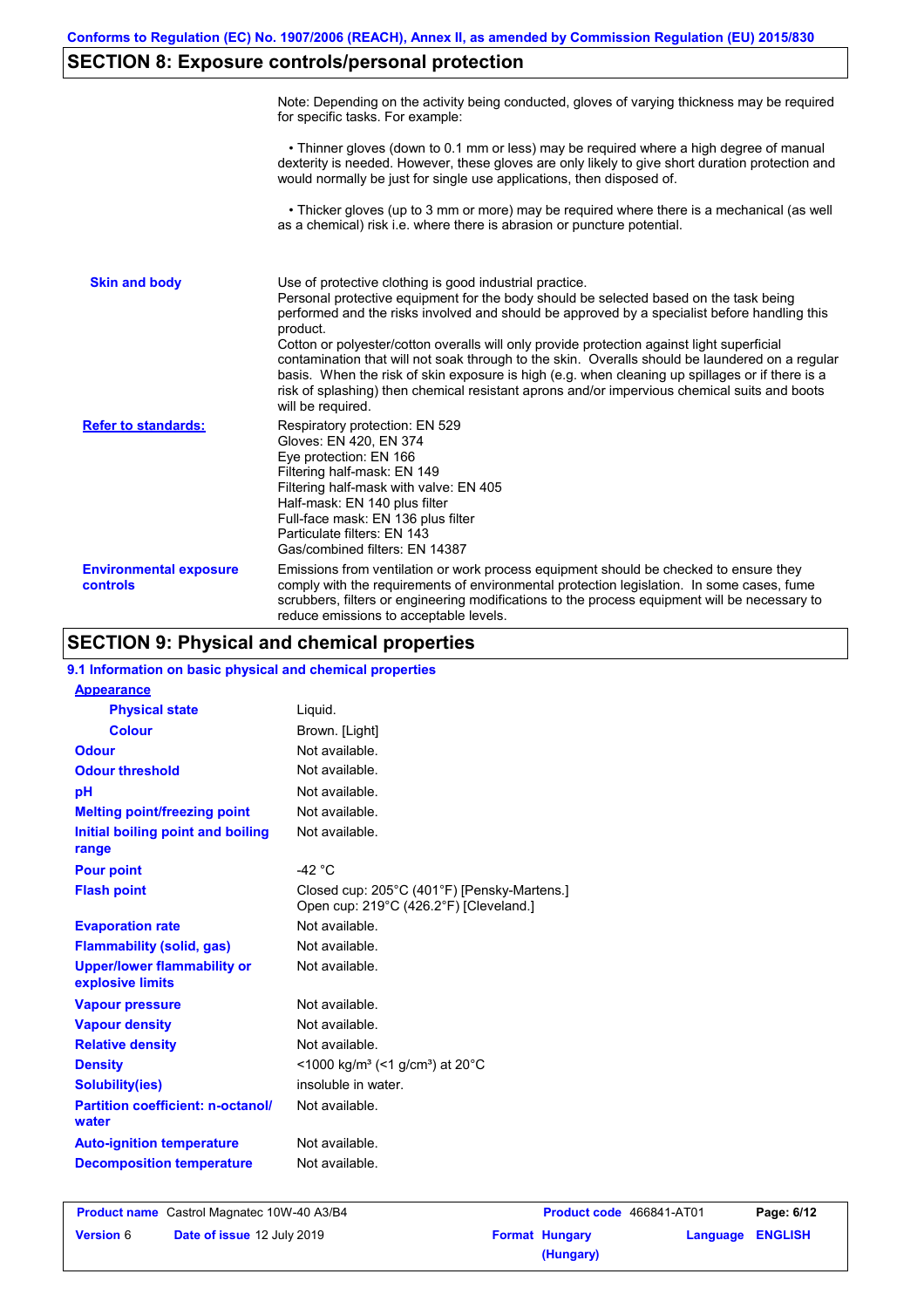## SECTION 8: Exposure controls/personal protection

Note: Depending on the activity being conducted, gloves of varying thickness may be required for specific tasks. For example:

• Thinner gloves (down to 0.1 mm or less) may be required where a high degree of manual dexterity is needed. However, these gloves are only likely to give short duration protection and would normally be just for single use applications, then disposed of.

• Thicker gloves (up to 3 mm or more) may be required where there is a mechanical (as well as a chemical) risk i.e. where there is abrasion or puncture potential.

**Skin and body**

Use of protective clothing is good industrial practice.
Personal protective equipment for the body should be selected based on the task being performed and the risks involved and should be approved by a specialist before handling this product.
Cotton or polyester/cotton overalls will only provide protection against light superficial contamination that will not soak through to the skin. Overalls should be laundered on a regular basis. When the risk of skin exposure is high (e.g. when cleaning up spillages or if there is a risk of splashing) then chemical resistant aprons and/or impervious chemical suits and boots will be required.

**Refer to standards:**

Respiratory protection: EN 529
Gloves: EN 420, EN 374
Eye protection: EN 166
Filtering half-mask: EN 149
Filtering half-mask with valve: EN 405
Half-mask: EN 140 plus filter
Full-face mask: EN 136 plus filter
Particulate filters: EN 143
Gas/combined filters: EN 14387

**Environmental exposure controls**

Emissions from ventilation or work process equipment should be checked to ensure they comply with the requirements of environmental protection legislation. In some cases, fume scrubbers, filters or engineering modifications to the process equipment will be necessary to reduce emissions to acceptable levels.

## SECTION 9: Physical and chemical properties

### 9.1 Information on basic physical and chemical properties

| Property | Value |
|---|---|
| **Appearance** | |
| Physical state | Liquid. |
| Colour | Brown. [Light] |
| Odour | Not available. |
| Odour threshold | Not available. |
| pH | Not available. |
| Melting point/freezing point | Not available. |
| Initial boiling point and boiling range | Not available. |
| Pour point | -42 °C |
| Flash point | Closed cup: 205°C (401°F) [Pensky-Martens.]<br>Open cup: 219°C (426.2°F) [Cleveland.] |
| Evaporation rate | Not available. |
| Flammability (solid, gas) | Not available. |
| Upper/lower flammability or explosive limits | Not available. |
| Vapour pressure | Not available. |
| Vapour density | Not available. |
| Relative density | Not available. |
| Density | <1000 kg/m³ (<1 g/cm³) at 20°C |
| Solubility(ies) | insoluble in water. |
| Partition coefficient: n-octanol/water | Not available. |
| Auto-ignition temperature | Not available. |
| Decomposition temperature | Not available. |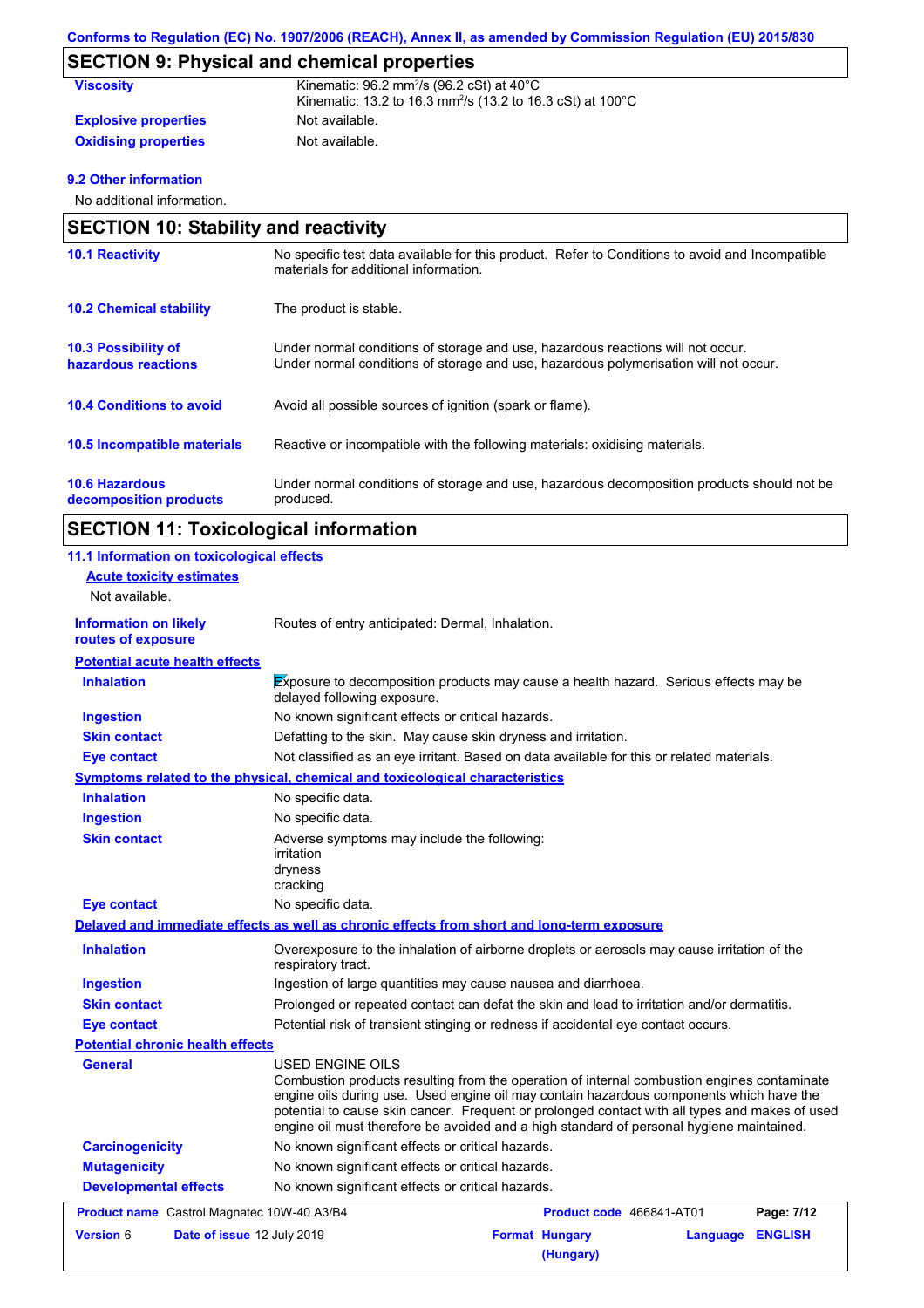## SECTION 9: Physical and chemical properties

| | |
|---|---|
| **Viscosity** | Kinematic: 96.2 mm²/s (96.2 cSt) at 40°C<br>Kinematic: 13.2 to 16.3 mm²/s (13.2 to 16.3 cSt) at 100°C |
| **Explosive properties** | Not available. |
| **Oxidising properties** | Not available. |

### 9.2 Other information

No additional information.

## SECTION 10: Stability and reactivity

| | |
|---|---|
| **10.1 Reactivity** | No specific test data available for this product. Refer to Conditions to avoid and Incompatible materials for additional information. |
| **10.2 Chemical stability** | The product is stable. |
| **10.3 Possibility of hazardous reactions** | Under normal conditions of storage and use, hazardous reactions will not occur.<br>Under normal conditions of storage and use, hazardous polymerisation will not occur. |
| **10.4 Conditions to avoid** | Avoid all possible sources of ignition (spark or flame). |
| **10.5 Incompatible materials** | Reactive or incompatible with the following materials: oxidising materials. |
| **10.6 Hazardous decomposition products** | Under normal conditions of storage and use, hazardous decomposition products should not be produced. |

## SECTION 11: Toxicological information

### 11.1 Information on toxicological effects

**Acute toxicity estimates**

Not available.

| | |
|---|---|
| **Information on likely routes of exposure** | Routes of entry anticipated: Dermal, Inhalation. |

**Potential acute health effects**

| | |
|---|---|
| **Inhalation** | Exposure to decomposition products may cause a health hazard. Serious effects may be delayed following exposure. |
| **Ingestion** | No known significant effects or critical hazards. |
| **Skin contact** | Defatting to the skin. May cause skin dryness and irritation. |
| **Eye contact** | Not classified as an eye irritant. Based on data available for this or related materials. |

**Symptoms related to the physical, chemical and toxicological characteristics**

| | |
|---|---|
| **Inhalation** | No specific data. |
| **Ingestion** | No specific data. |
| **Skin contact** | Adverse symptoms may include the following:<br>irritation<br>dryness<br>cracking |
| **Eye contact** | No specific data. |

**Delayed and immediate effects as well as chronic effects from short and long-term exposure**

| | |
|---|---|
| **Inhalation** | Overexposure to the inhalation of airborne droplets or aerosols may cause irritation of the respiratory tract. |
| **Ingestion** | Ingestion of large quantities may cause nausea and diarrhoea. |
| **Skin contact** | Prolonged or repeated contact can defat the skin and lead to irritation and/or dermatitis. |
| **Eye contact** | Potential risk of transient stinging or redness if accidental eye contact occurs. |

**Potential chronic health effects**

| | |
|---|---|
| **General** | USED ENGINE OILS<br>Combustion products resulting from the operation of internal combustion engines contaminate engine oils during use. Used engine oil may contain hazardous components which have the potential to cause skin cancer. Frequent or prolonged contact with all types and makes of used engine oil must therefore be avoided and a high standard of personal hygiene maintained. |
| **Carcinogenicity** | No known significant effects or critical hazards. |
| **Mutagenicity** | No known significant effects or critical hazards. |
| **Developmental effects** | No known significant effects or critical hazards. |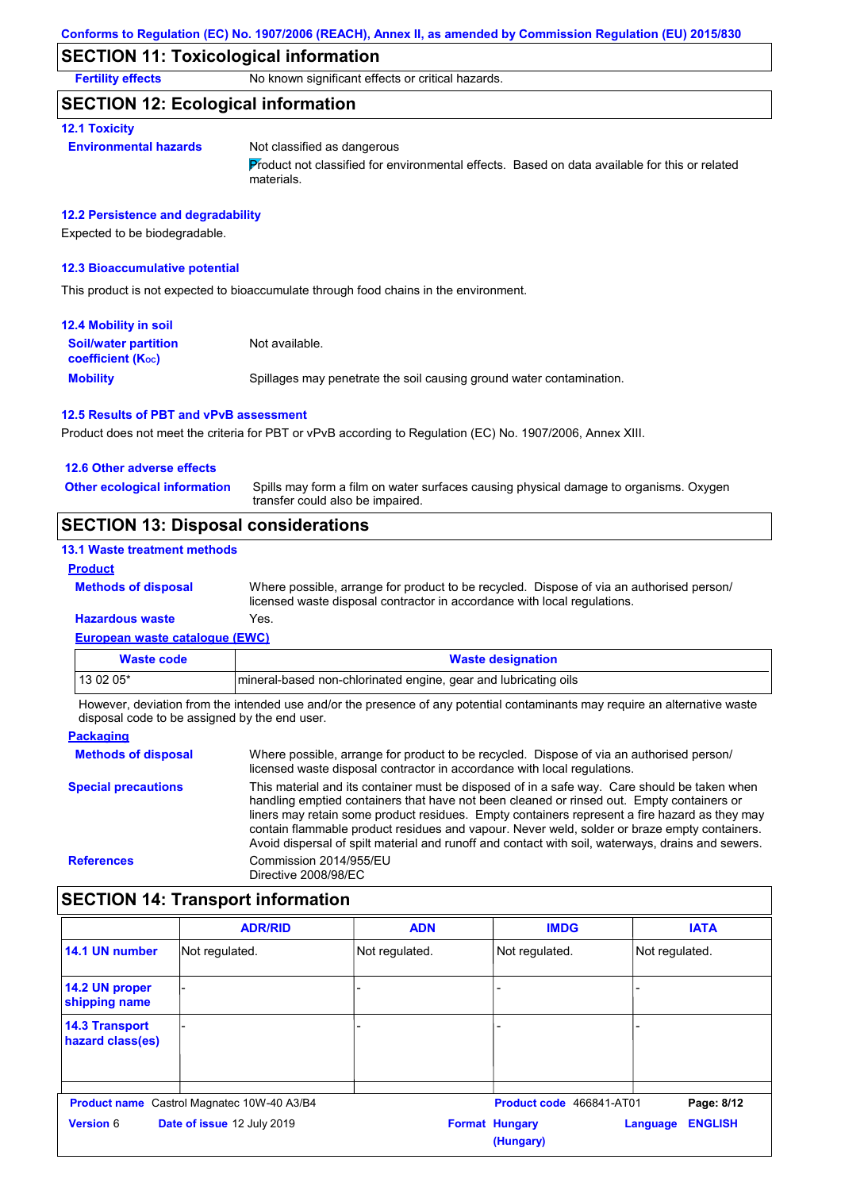## SECTION 11: Toxicological information

**Fertility effects** No known significant effects or critical hazards.

## SECTION 12: Ecological information

### 12.1 Toxicity

**Environmental hazards** Not classified as dangerous

Product not classified for environmental effects. Based on data available for this or related materials.

### 12.2 Persistence and degradability

Expected to be biodegradable.

### 12.3 Bioaccumulative potential

This product is not expected to bioaccumulate through food chains in the environment.

### 12.4 Mobility in soil

**Soil/water partition coefficient ($K_{OC}$)** Not available.

**Mobility** Spillages may penetrate the soil causing ground water contamination.

### 12.5 Results of PBT and vPvB assessment

Product does not meet the criteria for PBT or vPvB according to Regulation (EC) No. 1907/2006, Annex XIII.

### 12.6 Other adverse effects

**Other ecological information** Spills may form a film on water surfaces causing physical damage to organisms. Oxygen transfer could also be impaired.

## SECTION 13: Disposal considerations

### 13.1 Waste treatment methods

**Product**

**Methods of disposal** Where possible, arrange for product to be recycled. Dispose of via an authorised person/ licensed waste disposal contractor in accordance with local regulations.

**Hazardous waste** Yes.

**European waste catalogue (EWC)**

| Waste code | Waste designation |
|---|---|
| 13 02 05* | mineral-based non-chlorinated engine, gear and lubricating oils |

However, deviation from the intended use and/or the presence of any potential contaminants may require an alternative waste disposal code to be assigned by the end user.

**Packaging**

**Methods of disposal** Where possible, arrange for product to be recycled. Dispose of via an authorised person/ licensed waste disposal contractor in accordance with local regulations.

**Special precautions** This material and its container must be disposed of in a safe way. Care should be taken when handling emptied containers that have not been cleaned or rinsed out. Empty containers or liners may retain some product residues. Empty containers represent a fire hazard as they may contain flammable product residues and vapour. Never weld, solder or braze empty containers. Avoid dispersal of spilt material and runoff and contact with soil, waterways, drains and sewers.

**References** Commission 2014/955/EU
Directive 2008/98/EC

## SECTION 14: Transport information

| | ADR/RID | ADN | IMDG | IATA |
|---|---|---|---|---|
| 14.1 UN number | Not regulated. | Not regulated. | Not regulated. | Not regulated. |
| 14.2 UN proper shipping name | - | - | - | - |
| 14.3 Transport hazard class(es) | - | - | - | - |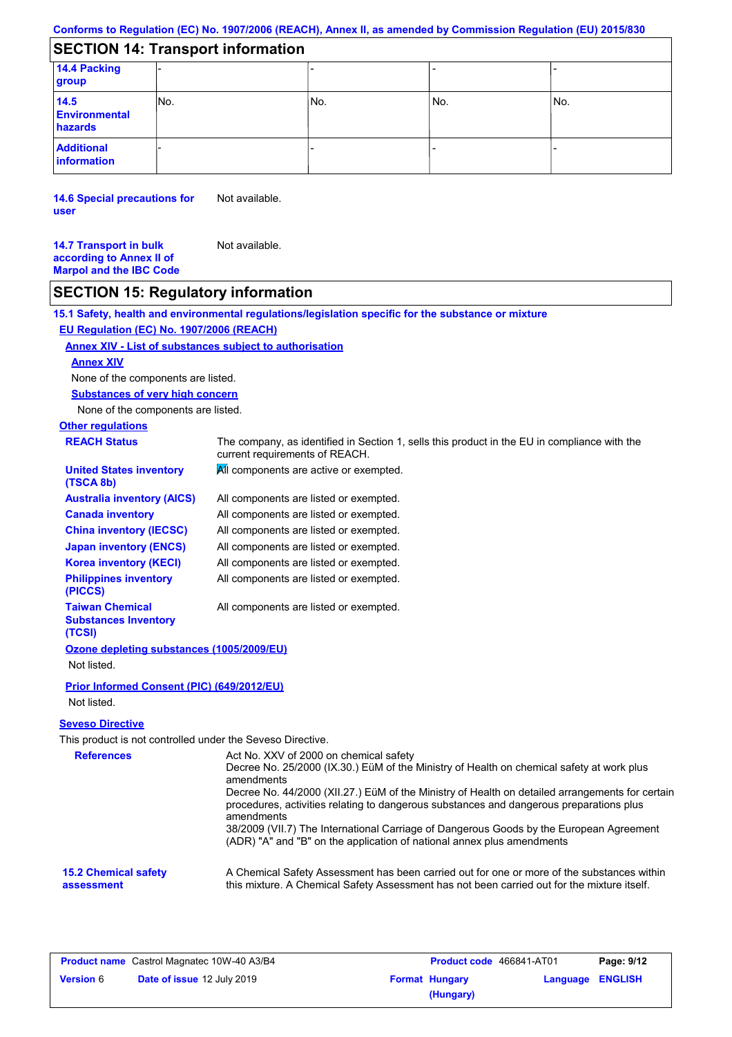Conforms to Regulation (EC) No. 1907/2006 (REACH), Annex II, as amended by Commission Regulation (EU) 2015/830

## SECTION 14: Transport information

| | | | | |
|---|---|---|---|---|
| **14.4 Packing group** | - | - | - | - |
| **14.5 Environmental hazards** | No. | No. | No. | No. |
| **Additional information** | - | - | - | - |

**14.6 Special precautions for user** Not available.

**14.7 Transport in bulk according to Annex II of Marpol and the IBC Code** Not available.

## SECTION 15: Regulatory information

### 15.1 Safety, health and environmental regulations/legislation specific for the substance or mixture

**EU Regulation (EC) No. 1907/2006 (REACH)**

**Annex XIV - List of substances subject to authorisation**

**Annex XIV**

None of the components are listed.

**Substances of very high concern**

None of the components are listed.

**Other regulations**

| | |
|---|---|
| **REACH Status** | The company, as identified in Section 1, sells this product in the EU in compliance with the current requirements of REACH. |
| **United States inventory (TSCA 8b)** | All components are active or exempted. |
| **Australia inventory (AICS)** | All components are listed or exempted. |
| **Canada inventory** | All components are listed or exempted. |
| **China inventory (IECSC)** | All components are listed or exempted. |
| **Japan inventory (ENCS)** | All components are listed or exempted. |
| **Korea inventory (KECI)** | All components are listed or exempted. |
| **Philippines inventory (PICCS)** | All components are listed or exempted. |
| **Taiwan Chemical Substances Inventory (TCSI)** | All components are listed or exempted. |

**Ozone depleting substances (1005/2009/EU)**

Not listed.

**Prior Informed Consent (PIC) (649/2012/EU)**

Not listed.

**Seveso Directive**

This product is not controlled under the Seveso Directive.

**References**

Act No. XXV of 2000 on chemical safety
Decree No. 25/2000 (IX.30.) EüM of the Ministry of Health on chemical safety at work plus amendments
Decree No. 44/2000 (XII.27.) EüM of the Ministry of Health on detailed arrangements for certain procedures, activities relating to dangerous substances and dangerous preparations plus amendments
38/2009 (VII.7) The International Carriage of Dangerous Goods by the European Agreement (ADR) "A" and "B" on the application of national annex plus amendments

**15.2 Chemical safety assessment** A Chemical Safety Assessment has been carried out for one or more of the substances within this mixture. A Chemical Safety Assessment has not been carried out for the mixture itself.

| | | | |
|---|---|---|---|
| **Product name** Castrol Magnatec 10W-40 A3/B4 | | **Product code** 466841-AT01 | |
| **Version** 6 | **Date of issue** 12 July 2019 | **Format** Hungary (Hungary) | **Language** ENGLISH |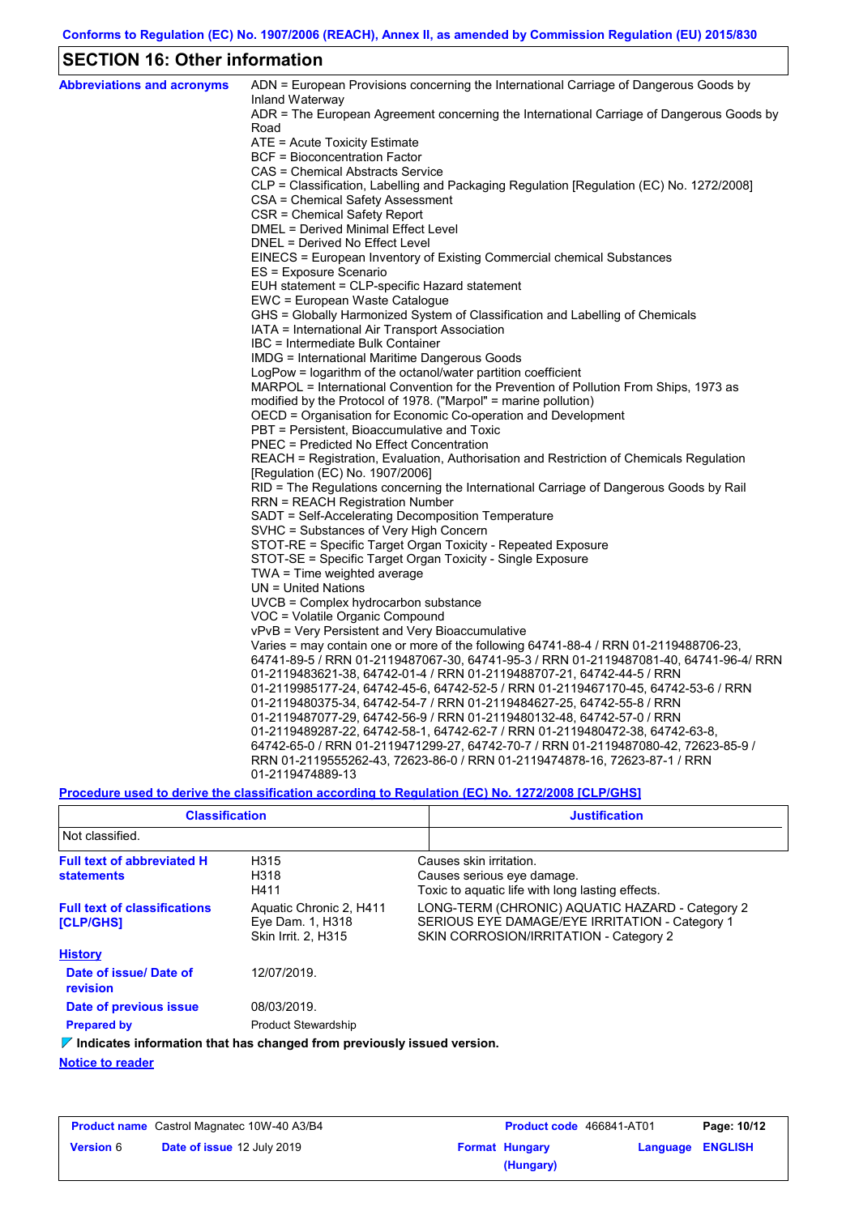Conforms to Regulation (EC) No. 1907/2006 (REACH), Annex II, as amended by Commission Regulation (EU) 2015/830

## SECTION 16: Other information

**Abbreviations and acronyms**

ADN = European Provisions concerning the International Carriage of Dangerous Goods by Inland Waterway
ADR = The European Agreement concerning the International Carriage of Dangerous Goods by Road
ATE = Acute Toxicity Estimate
BCF = Bioconcentration Factor
CAS = Chemical Abstracts Service
CLP = Classification, Labelling and Packaging Regulation [Regulation (EC) No. 1272/2008]
CSA = Chemical Safety Assessment
CSR = Chemical Safety Report
DMEL = Derived Minimal Effect Level
DNEL = Derived No Effect Level
EINECS = European Inventory of Existing Commercial chemical Substances
ES = Exposure Scenario
EUH statement = CLP-specific Hazard statement
EWC = European Waste Catalogue
GHS = Globally Harmonized System of Classification and Labelling of Chemicals
IATA = International Air Transport Association
IBC = Intermediate Bulk Container
IMDG = International Maritime Dangerous Goods
LogPow = logarithm of the octanol/water partition coefficient
MARPOL = International Convention for the Prevention of Pollution From Ships, 1973 as modified by the Protocol of 1978. ("Marpol" = marine pollution)
OECD = Organisation for Economic Co-operation and Development
PBT = Persistent, Bioaccumulative and Toxic
PNEC = Predicted No Effect Concentration
REACH = Registration, Evaluation, Authorisation and Restriction of Chemicals Regulation [Regulation (EC) No. 1907/2006]
RID = The Regulations concerning the International Carriage of Dangerous Goods by Rail
RRN = REACH Registration Number
SADT = Self-Accelerating Decomposition Temperature
SVHC = Substances of Very High Concern
STOT-RE = Specific Target Organ Toxicity - Repeated Exposure
STOT-SE = Specific Target Organ Toxicity - Single Exposure
TWA = Time weighted average
UN = United Nations
UVCB = Complex hydrocarbon substance
VOC = Volatile Organic Compound
vPvB = Very Persistent and Very Bioaccumulative
Varies = may contain one or more of the following 64741-88-4 / RRN 01-2119488706-23, 64741-89-5 / RRN 01-2119487067-30, 64741-95-3 / RRN 01-2119487081-40, 64741-96-4/ RRN 01-2119483621-38, 64742-01-4 / RRN 01-2119488707-21, 64742-44-5 / RRN 01-2119985177-24, 64742-45-6, 64742-52-5 / RRN 01-2119467170-45, 64742-53-6 / RRN 01-2119480375-34, 64742-54-7 / RRN 01-2119484627-25, 64742-55-8 / RRN 01-2119487077-29, 64742-56-9 / RRN 01-2119480132-48, 64742-57-0 / RRN 01-2119489287-22, 64742-58-1, 64742-62-7 / RRN 01-2119480472-38, 64742-63-8, 64742-65-0 / RRN 01-2119471299-27, 64742-70-7 / RRN 01-2119487080-42, 72623-85-9 / RRN 01-2119555262-43, 72623-86-0 / RRN 01-2119474878-16, 72623-87-1 / RRN 01-2119474889-13

**Procedure used to derive the classification according to Regulation (EC) No. 1272/2008 [CLP/GHS]**

| Classification | Justification |
|---|---|
| Not classified. | |

**Full text of abbreviated H statements**

| | |
|---|---|
| H315 | Causes skin irritation. |
| H318 | Causes serious eye damage. |
| H411 | Toxic to aquatic life with long lasting effects. |

**Full text of classifications [CLP/GHS]**

| | |
|---|---|
| Aquatic Chronic 2, H411 | LONG-TERM (CHRONIC) AQUATIC HAZARD - Category 2 |
| Eye Dam. 1, H318 | SERIOUS EYE DAMAGE/EYE IRRITATION - Category 1 |
| Skin Irrit. 2, H315 | SKIN CORROSION/IRRITATION - Category 2 |

**History**

**Date of issue/ Date of revision:** 12/07/2019.

**Date of previous issue:** 08/03/2019.

**Prepared by:** Product Stewardship

**Indicates information that has changed from previously issued version.**

**Notice to reader**

| Product name | Castrol Magnatec 10W-40 A3/B4 | Product code | 466841-AT01 |
|---|---|---|---|
| Version | 6 | Date of issue | 12 July 2019 |
| Format | Hungary (Hungary) | Language | ENGLISH |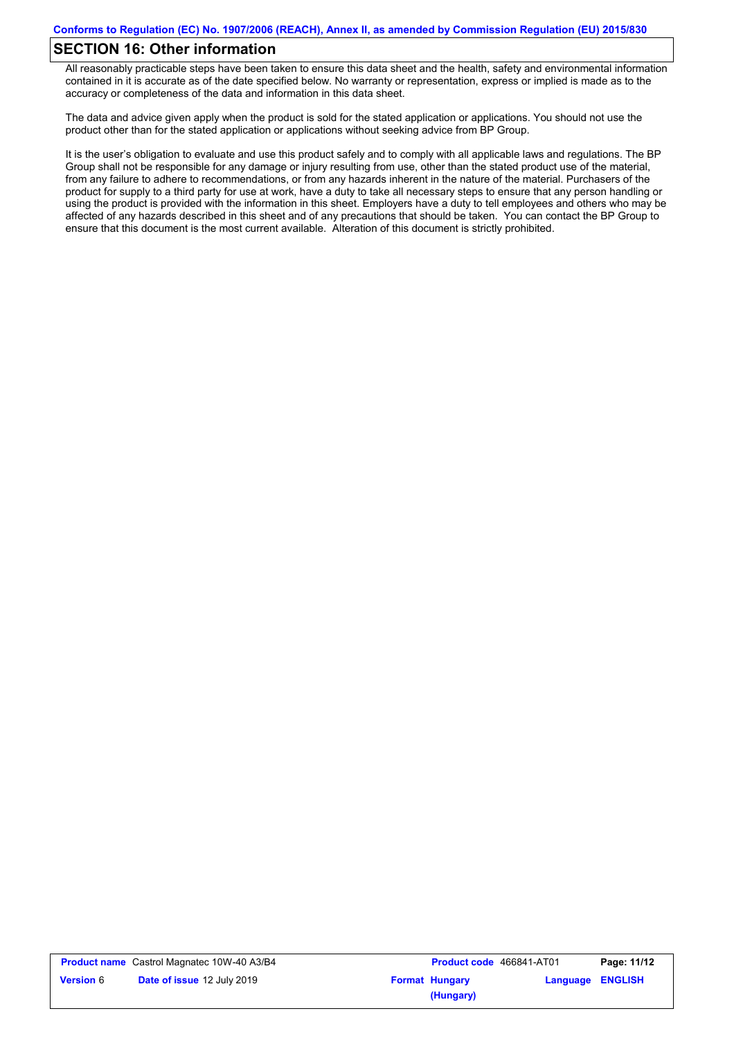## SECTION 16: Other information

All reasonably practicable steps have been taken to ensure this data sheet and the health, safety and environmental information contained in it is accurate as of the date specified below. No warranty or representation, express or implied is made as to the accuracy or completeness of the data and information in this data sheet.

The data and advice given apply when the product is sold for the stated application or applications. You should not use the product other than for the stated application or applications without seeking advice from BP Group.

It is the user's obligation to evaluate and use this product safely and to comply with all applicable laws and regulations. The BP Group shall not be responsible for any damage or injury resulting from use, other than the stated product use of the material, from any failure to adhere to recommendations, or from any hazards inherent in the nature of the material. Purchasers of the product for supply to a third party for use at work, have a duty to take all necessary steps to ensure that any person handling or using the product is provided with the information in this sheet. Employers have a duty to tell employees and others who may be affected of any hazards described in this sheet and of any precautions that should be taken. You can contact the BP Group to ensure that this document is the most current available. Alteration of this document is strictly prohibited.